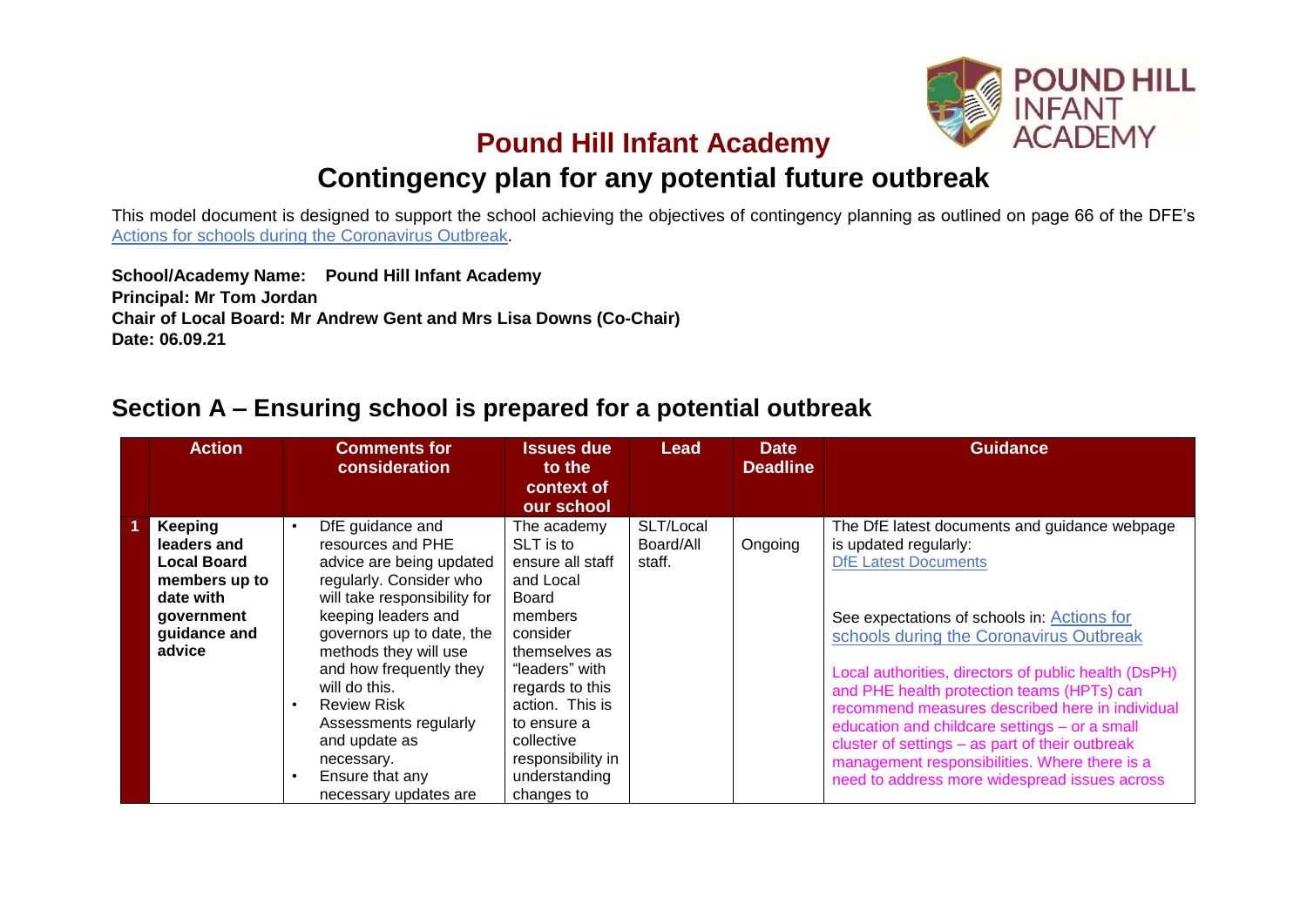# Pound Hill Infant Academy

## Contingency plan for any potential future outbreak

This model document is designed to support the school achieving the objectives of contingency planning as outlined on page 66 of the DFE's [Actions for schools during the Coronavirus Outbreak](Actions for schools during the Coronavirus Outbreak).

**School/Academy Name: Pound Hill Infant Academy**
**Principal: Mr Tom Jordan**
**Chair of Local Board: Mr Andrew Gent and Mrs Lisa Downs (Co-Chair)**
**Date: 06.09.21**

## Section A – Ensuring school is prepared for a potential outbreak

| | Action | Comments for consideration | Issues due to the context of our school | Lead | Date Deadline | Guidance |
|---|---|---|---|---|---|---|
| 1 | **Keeping leaders and Local Board members up to date with government guidance and advice** | • DfE guidance and resources and PHE advice are being updated regularly. Consider who will take responsibility for keeping leaders and governors up to date, the methods they will use and how frequently they will do this.<br>• Review Risk Assessments regularly and update as necessary.<br>• Ensure that any necessary updates are | The academy SLT is to ensure all staff and Local Board members consider themselves as "leaders" with regards to this action. This is to ensure a collective responsibility in understanding changes to | SLT/Local Board/All staff. | Ongoing | The DfE latest documents and guidance webpage is updated regularly: DfE Latest Documents<br><br>See expectations of schools in: Actions for schools during the Coronavirus Outbreak<br><br>Local authorities, directors of public health (DsPH) and PHE health protection teams (HPTs) can recommend measures described here in individual education and childcare settings – or a small cluster of settings – as part of their outbreak management responsibilities. Where there is a need to address more widespread issues across |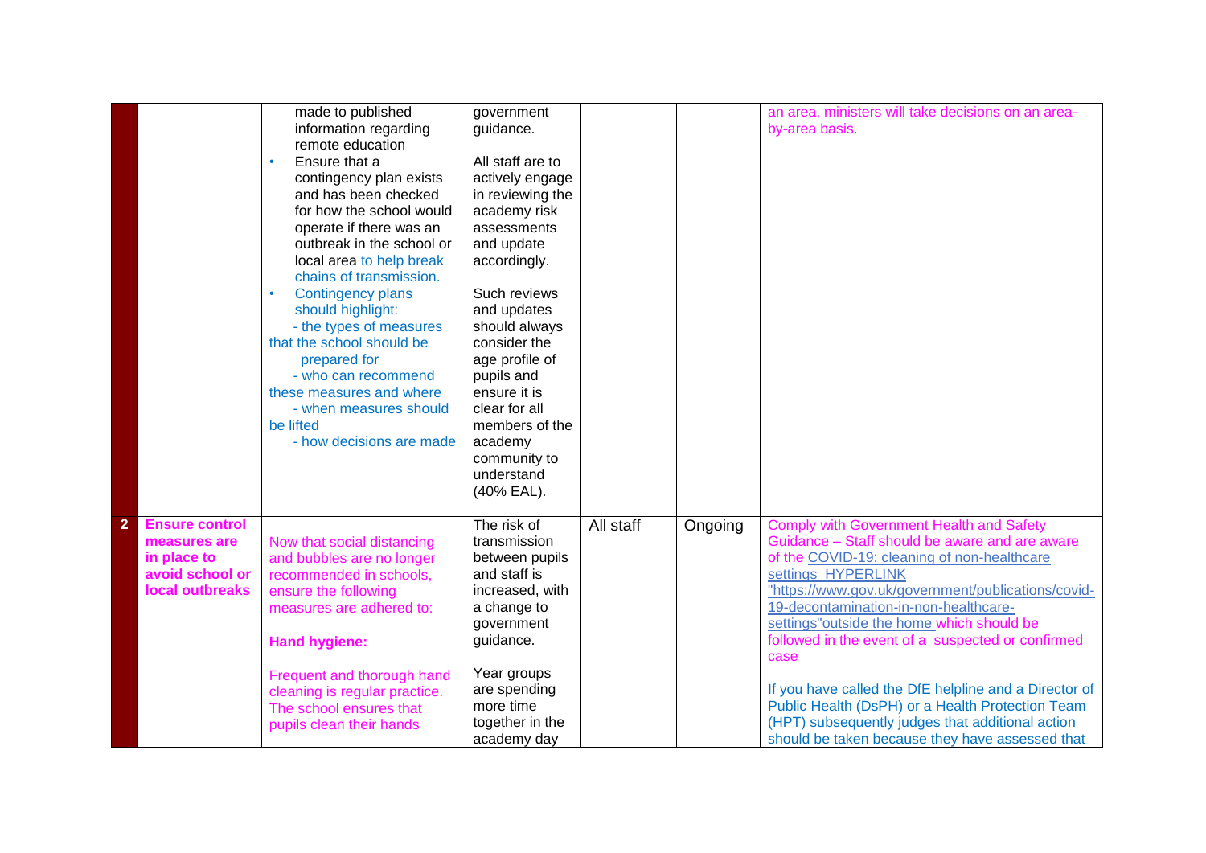| | | | | | | |
|---|---|---|---|---|---|---|
| | | made to published information regarding remote education<br>• Ensure that a contingency plan exists and has been checked for how the school would operate if there was an outbreak in the school or local area to help break chains of transmission.<br>• Contingency plans should highlight:<br>- the types of measures that the school should be prepared for<br>- who can recommend these measures and where<br>- when measures should be lifted<br>- how decisions are made | government guidance.<br><br>All staff are to actively engage in reviewing the academy risk assessments and update accordingly.<br><br>Such reviews and updates should always consider the age profile of pupils and ensure it is clear for all members of the academy community to understand (40% EAL). | | | an area, ministers will take decisions on an area-by-area basis. |
| 2 | **Ensure control measures are in place to avoid school or local outbreaks** | Now that social distancing and bubbles are no longer recommended in schools, ensure the following measures are adhered to:<br><br>**Hand hygiene:**<br><br>Frequent and thorough hand cleaning is regular practice. The school ensures that pupils clean their hands | The risk of transmission between pupils and staff is increased, with a change to government guidance.<br><br>Year groups are spending more time together in the academy day | All staff | Ongoing | Comply with Government Health and Safety Guidance – Staff should be aware and are aware of the COVID-19: cleaning of non-healthcare settings HYPERLINK "https://www.gov.uk/government/publications/covid-19-decontamination-in-non-healthcare-settings"outside the home which should be followed in the event of a suspected or confirmed case<br><br>If you have called the DfE helpline and a Director of Public Health (DsPH) or a Health Protection Team (HPT) subsequently judges that additional action should be taken because they have assessed that |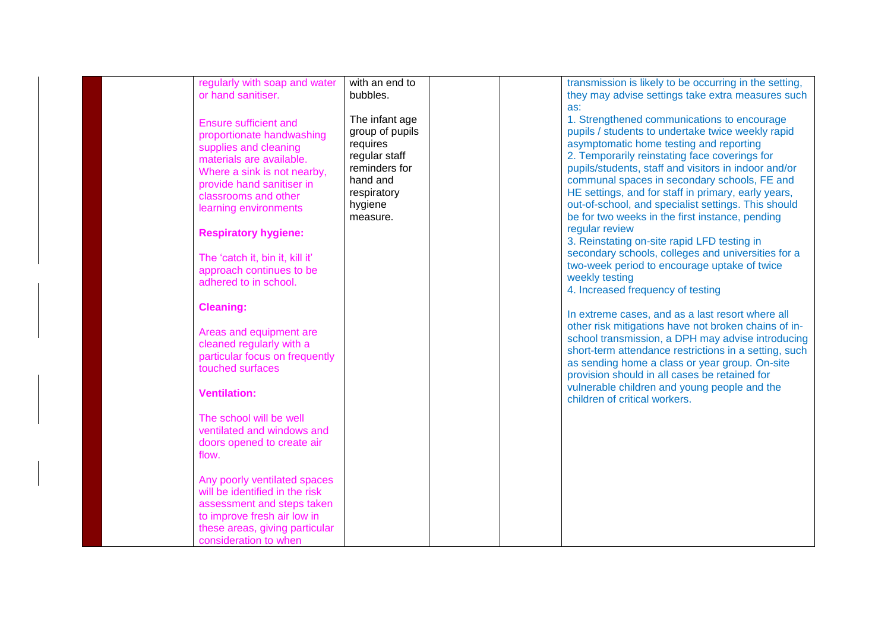| | | | | | | |
|---|---|---|---|---|---|---|
| | | regularly with soap and water or hand sanitiser.<br><br>Ensure sufficient and proportionate handwashing supplies and cleaning materials are available. Where a sink is not nearby, provide hand sanitiser in classrooms and other learning environments<br><br>**Respiratory hygiene:**<br><br>The 'catch it, bin it, kill it' approach continues to be adhered to in school.<br><br>**Cleaning:**<br><br>Areas and equipment are cleaned regularly with a particular focus on frequently touched surfaces<br><br>**Ventilation:**<br><br>The school will be well ventilated and windows and doors opened to create air flow.<br><br>Any poorly ventilated spaces will be identified in the risk assessment and steps taken to improve fresh air low in these areas, giving particular consideration to when | with an end to bubbles.<br><br>The infant age group of pupils requires regular staff reminders for hand and respiratory hygiene measure. | | | transmission is likely to be occurring in the setting, they may advise settings take extra measures such as:<br>1. Strengthened communications to encourage pupils / students to undertake twice weekly rapid asymptomatic home testing and reporting<br>2. Temporarily reinstating face coverings for pupils/students, staff and visitors in indoor and/or communal spaces in secondary schools, FE and HE settings, and for staff in primary, early years, out-of-school, and specialist settings. This should be for two weeks in the first instance, pending regular review<br>3. Reinstating on-site rapid LFD testing in secondary schools, colleges and universities for a two-week period to encourage uptake of twice weekly testing<br>4. Increased frequency of testing<br><br>In extreme cases, and as a last resort where all other risk mitigations have not broken chains of in-school transmission, a DPH may advise introducing short-term attendance restrictions in a setting, such as sending home a class or year group. On-site provision should in all cases be retained for vulnerable children and young people and the children of critical workers. |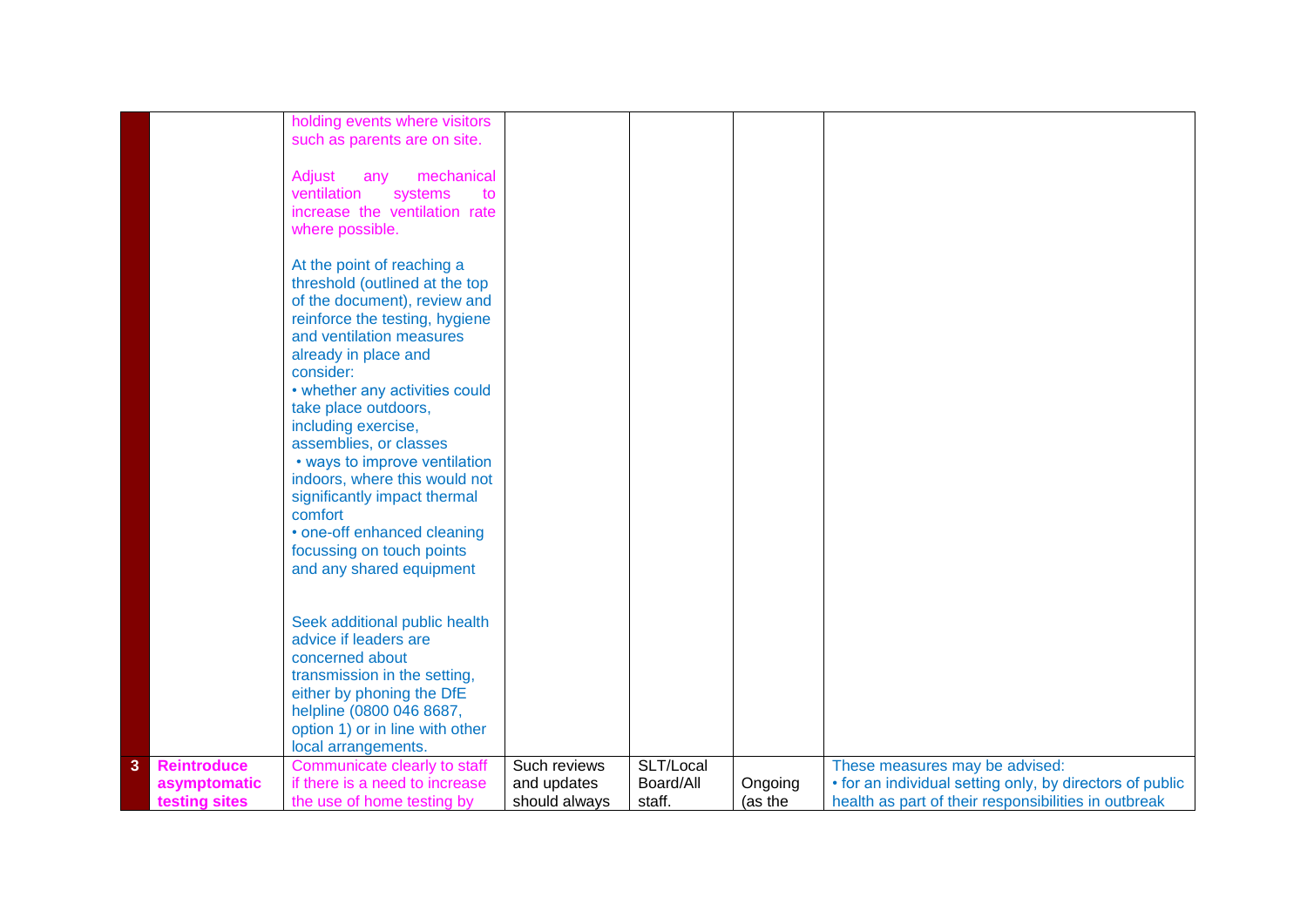| | | | | | | |
|---|---|---|---|---|---|---|
| | | holding events where visitors such as parents are on site.<br><br>Adjust any mechanical ventilation systems to increase the ventilation rate where possible.<br><br>At the point of reaching a threshold (outlined at the top of the document), review and reinforce the testing, hygiene and ventilation measures already in place and consider:<br>• whether any activities could take place outdoors, including exercise, assemblies, or classes<br>• ways to improve ventilation indoors, where this would not significantly impact thermal comfort<br>• one-off enhanced cleaning focussing on touch points and any shared equipment<br><br>Seek additional public health advice if leaders are concerned about transmission in the setting, either by phoning the DfE helpline (0800 046 8687, option 1) or in line with other local arrangements. | | | | |
| 3 | **Reintroduce asymptomatic testing sites** | Communicate clearly to staff if there is a need to increase the use of home testing by | Such reviews and updates should always | SLT/Local Board/All staff. | Ongoing (as the | These measures may be advised:<br>• for an individual setting only, by directors of public health as part of their responsibilities in outbreak |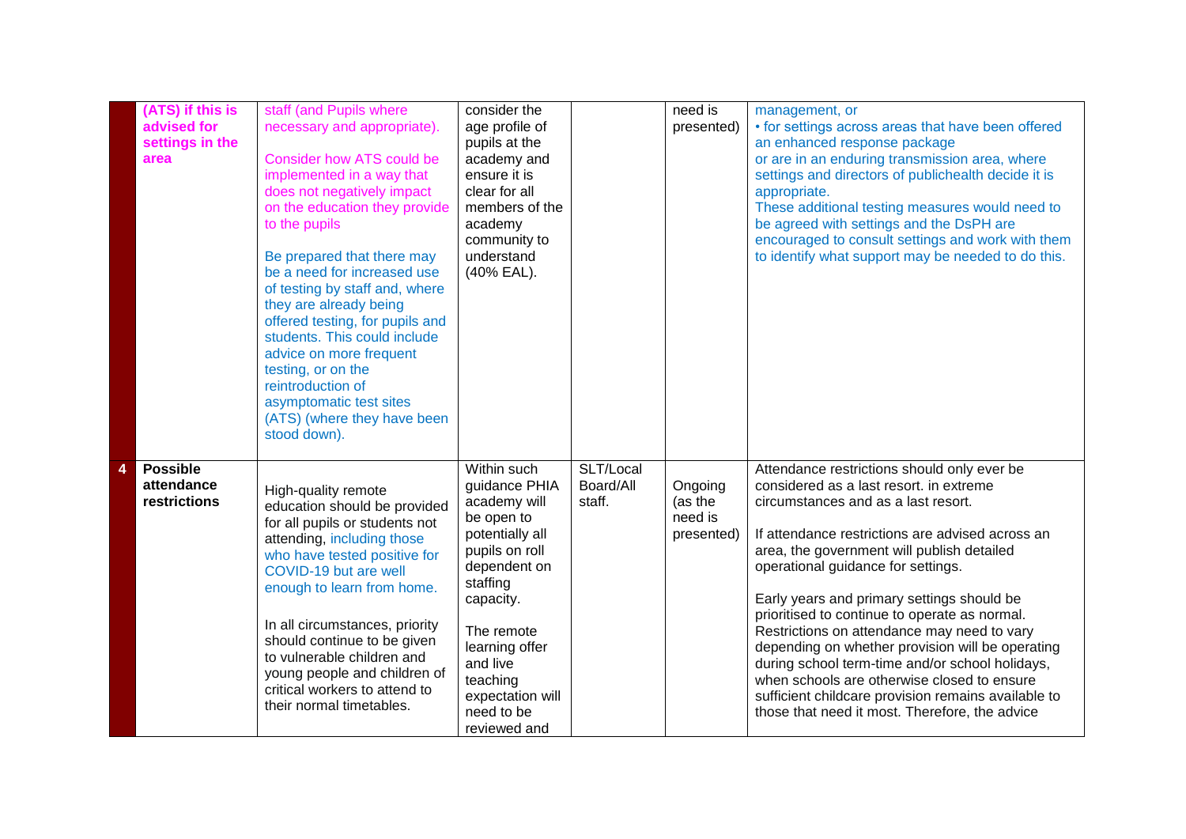| | | | | | | |
|---|---|---|---|---|---|---|
| | **(ATS) if this is advised for settings in the area** | staff (and Pupils where necessary and appropriate).<br><br>Consider how ATS could be implemented in a way that does not negatively impact on the education they provide to the pupils<br><br>Be prepared that there may be a need for increased use of testing by staff and, where they are already being offered testing, for pupils and students. This could include advice on more frequent testing, or on the reintroduction of asymptomatic test sites (ATS) (where they have been stood down). | consider the age profile of pupils at the academy and ensure it is clear for all members of the academy community to understand (40% EAL). | | need is presented) | management, or<br>• for settings across areas that have been offered an enhanced response package or are in an enduring transmission area, where settings and directors of publichealth decide it is appropriate.<br>These additional testing measures would need to be agreed with settings and the DsPH are encouraged to consult settings and work with them to identify what support may be needed to do this. |
| **4** | **Possible attendance restrictions** | High-quality remote education should be provided for all pupils or students not attending, including those who have tested positive for COVID-19 but are well enough to learn from home.<br><br>In all circumstances, priority should continue to be given to vulnerable children and young people and children of critical workers to attend to their normal timetables. | Within such guidance PHIA academy will be open to potentially all pupils on roll dependent on staffing capacity.<br><br>The remote learning offer and live teaching expectation will need to be reviewed and | SLT/Local Board/All staff. | Ongoing (as the need is presented) | Attendance restrictions should only ever be considered as a last resort. in extreme circumstances and as a last resort.<br><br>If attendance restrictions are advised across an area, the government will publish detailed operational guidance for settings.<br><br>Early years and primary settings should be prioritised to continue to operate as normal. Restrictions on attendance may need to vary depending on whether provision will be operating during school term-time and/or school holidays, when schools are otherwise closed to ensure sufficient childcare provision remains available to those that need it most. Therefore, the advice |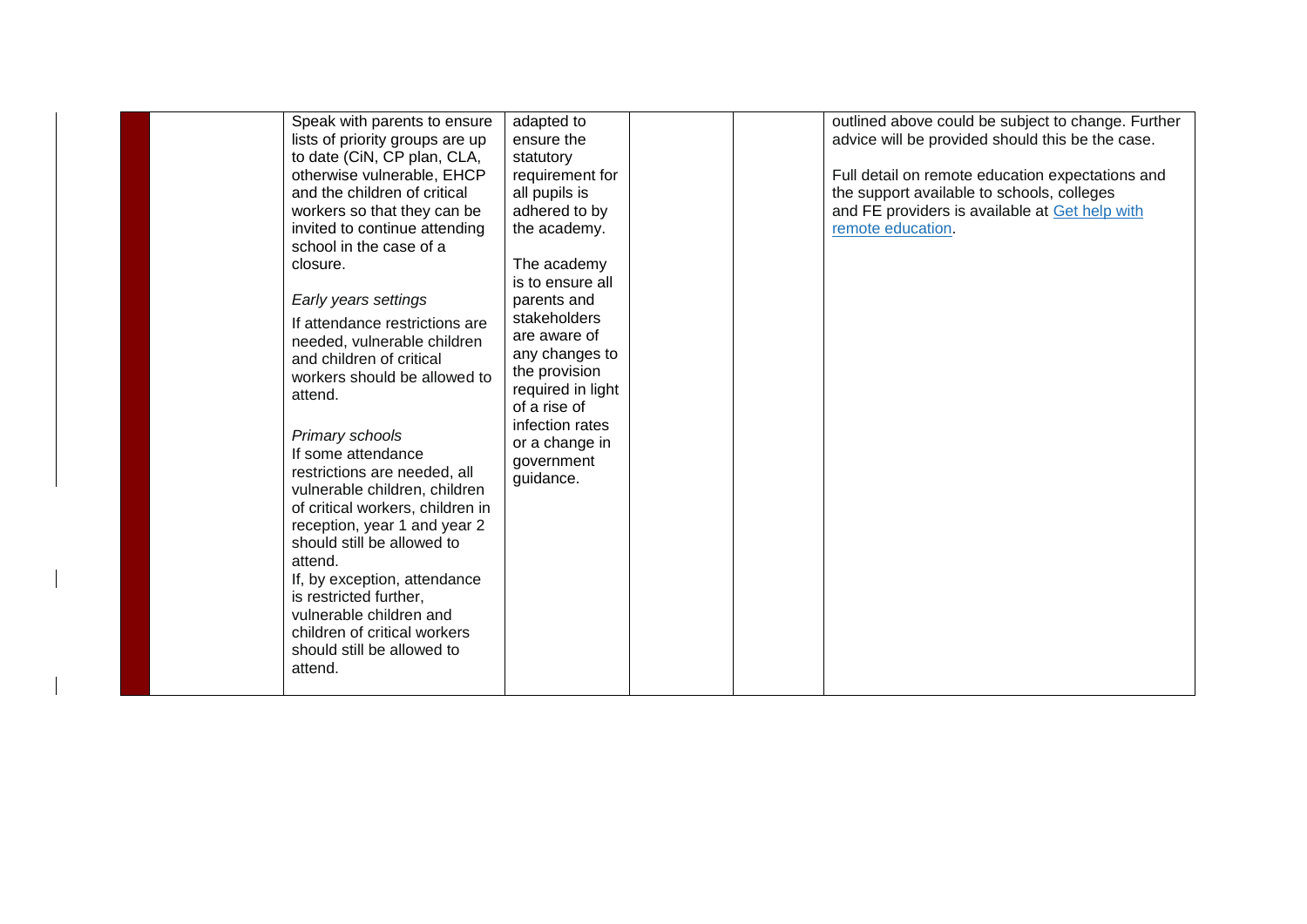|  |  | Speak with parents to ensure lists of priority groups are up to date (CiN, CP plan, CLA, otherwise vulnerable, EHCP and the children of critical workers so that they can be invited to continue attending school in the case of a closure.<br><br>*Early years settings*<br>If attendance restrictions are needed, vulnerable children and children of critical workers should be allowed to attend.<br><br>*Primary schools*<br>If some attendance restrictions are needed, all vulnerable children, children of critical workers, children in reception, year 1 and year 2 should still be allowed to attend.<br>If, by exception, attendance is restricted further, vulnerable children and children of critical workers should still be allowed to attend. | adapted to ensure the statutory requirement for all pupils is adhered to by the academy.<br><br>The academy is to ensure all parents and stakeholders are aware of any changes to the provision required in light of a rise of infection rates or a change in government guidance. |  |  | outlined above could be subject to change. Further advice will be provided should this be the case.<br><br>Full detail on remote education expectations and the support available to schools, colleges and FE providers is available at [Get help with remote education](). |
|---|---|---|---|---|---|---|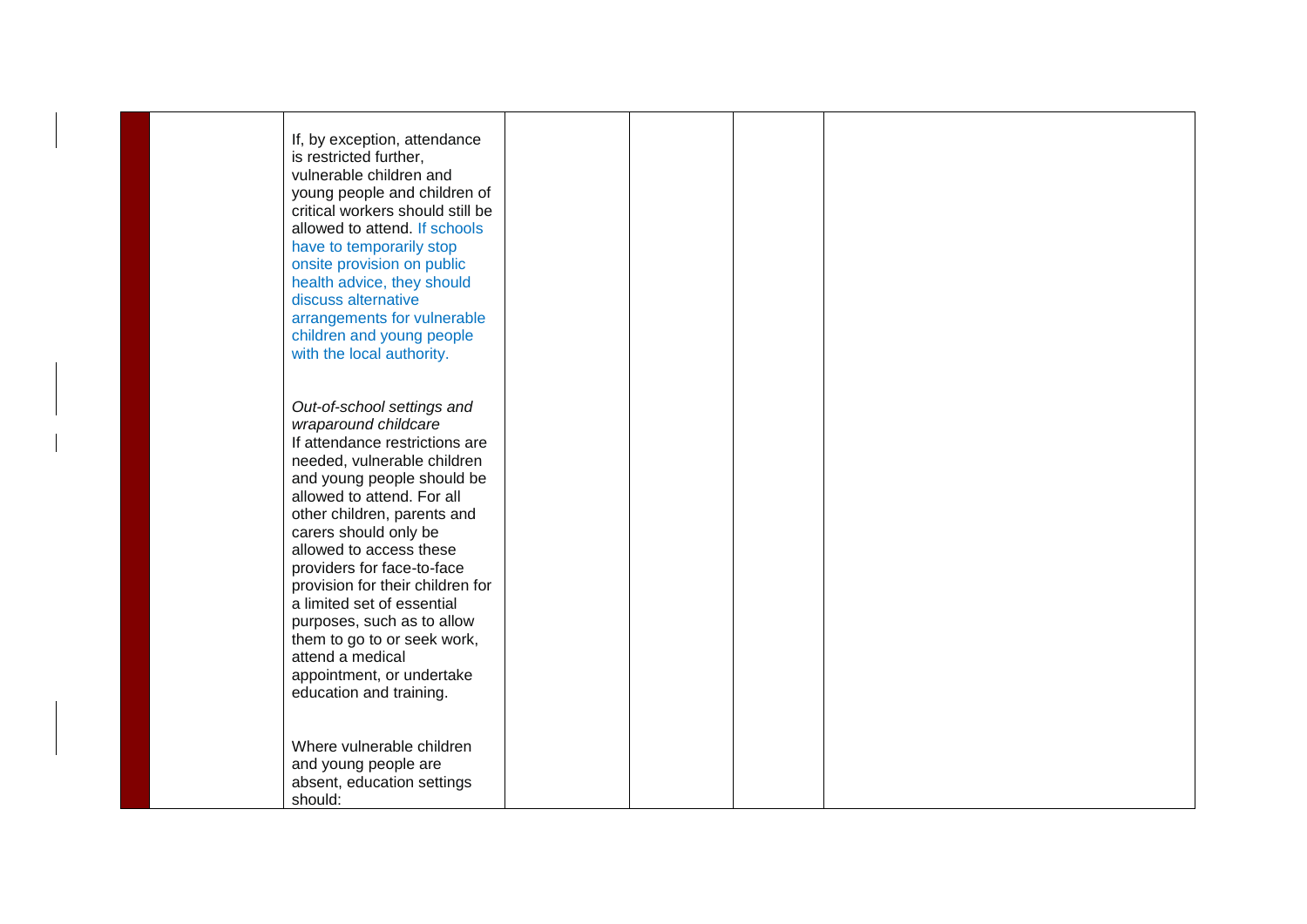|  |  | If, by exception, attendance is restricted further, vulnerable children and young people and children of critical workers should still be allowed to attend. If schools have to temporarily stop onsite provision on public health advice, they should discuss alternative arrangements for vulnerable children and young people with the local authority.<br><br>*Out-of-school settings and wraparound childcare*<br>If attendance restrictions are needed, vulnerable children and young people should be allowed to attend. For all other children, parents and carers should only be allowed to access these providers for face-to-face provision for their children for a limited set of essential purposes, such as to allow them to go to or seek work, attend a medical appointment, or undertake education and training.<br><br>Where vulnerable children and young people are absent, education settings should: |  |  |  |  |
|---|---|---|---|---|---|---|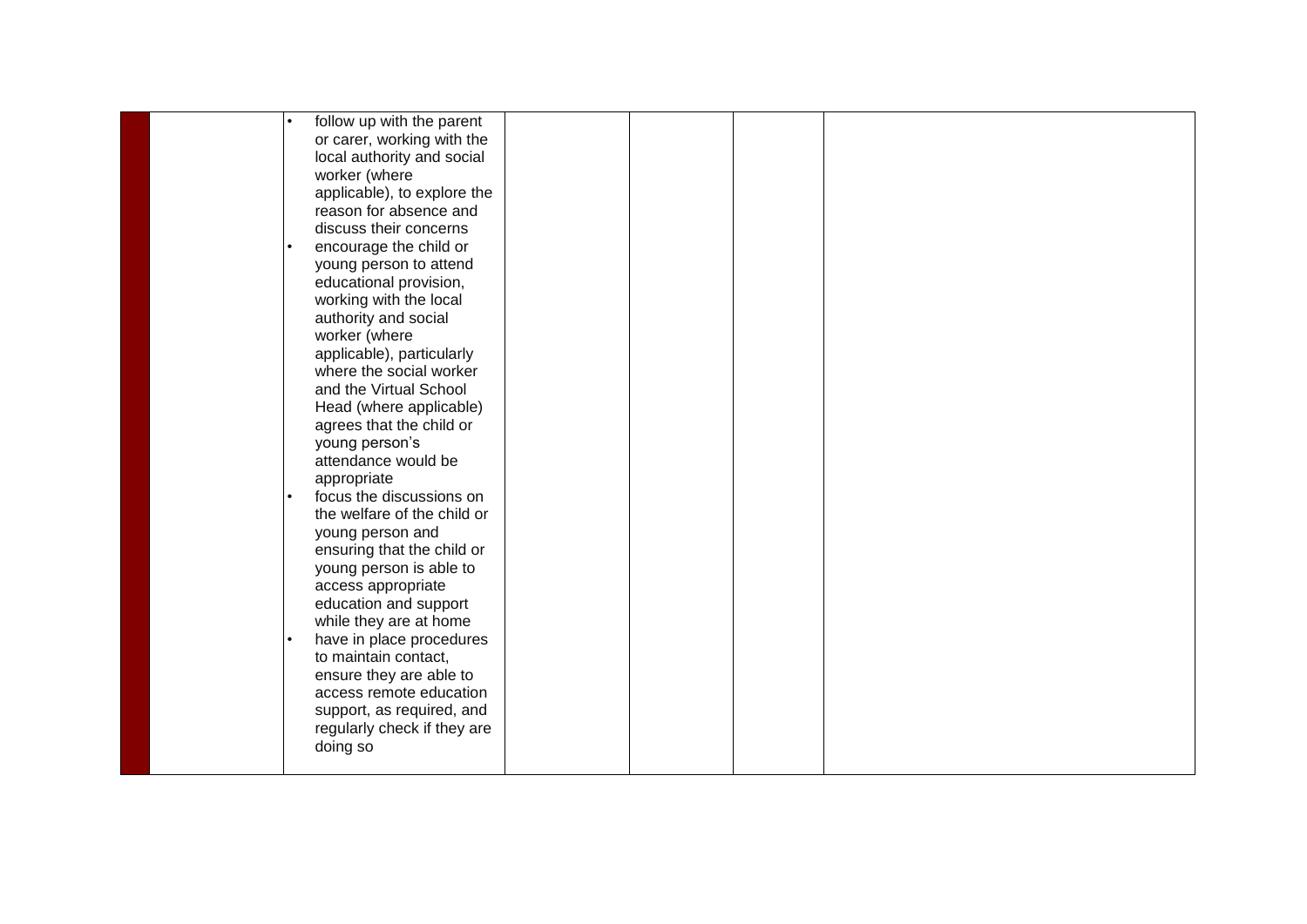| | | | | | | |
|---|---|---|---|---|---|---|
| | | • follow up with the parent or carer, working with the local authority and social worker (where applicable), to explore the reason for absence and discuss their concerns<br>• encourage the child or young person to attend educational provision, working with the local authority and social worker (where applicable), particularly where the social worker and the Virtual School Head (where applicable) agrees that the child or young person's attendance would be appropriate<br>• focus the discussions on the welfare of the child or young person and ensuring that the child or young person is able to access appropriate education and support while they are at home<br>• have in place procedures to maintain contact, ensure they are able to access remote education support, as required, and regularly check if they are doing so | | | | |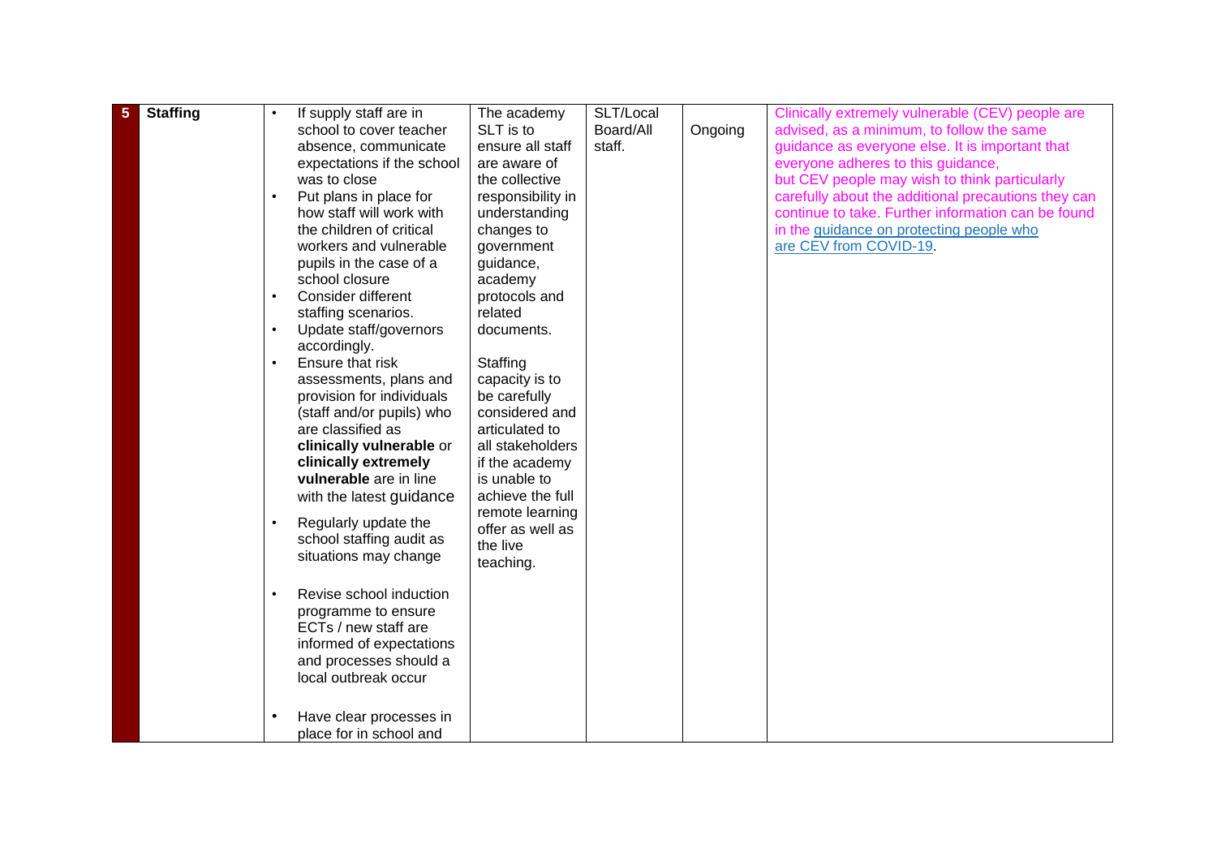| 5 | Staffing | • If supply staff are in school to cover teacher absence, communicate expectations if the school was to close<br>• Put plans in place for how staff will work with the children of critical workers and vulnerable pupils in the case of a school closure<br>• Consider different staffing scenarios.<br>• Update staff/governors accordingly.<br>• Ensure that risk assessments, plans and provision for individuals (staff and/or pupils) who are classified as **clinically vulnerable** or **clinically extremely vulnerable** are in line with the latest guidance<br>• Regularly update the school staffing audit as situations may change<br>• Revise school induction programme to ensure ECTs / new staff are informed of expectations and processes should a local outbreak occur<br>• Have clear processes in place for in school and | The academy SLT is to ensure all staff are aware of the collective responsibility in understanding changes to government guidance, academy protocols and related documents.<br><br>Staffing capacity is to be carefully considered and articulated to all stakeholders if the academy is unable to achieve the full remote learning offer as well as the live teaching. | SLT/Local Board/All staff. | Ongoing | Clinically extremely vulnerable (CEV) people are advised, as a minimum, to follow the same guidance as everyone else. It is important that everyone adheres to this guidance, but CEV people may wish to think particularly carefully about the additional precautions they can continue to take. Further information can be found in the guidance on protecting people who are CEV from COVID-19. |
|---|---|---|---|---|---|---|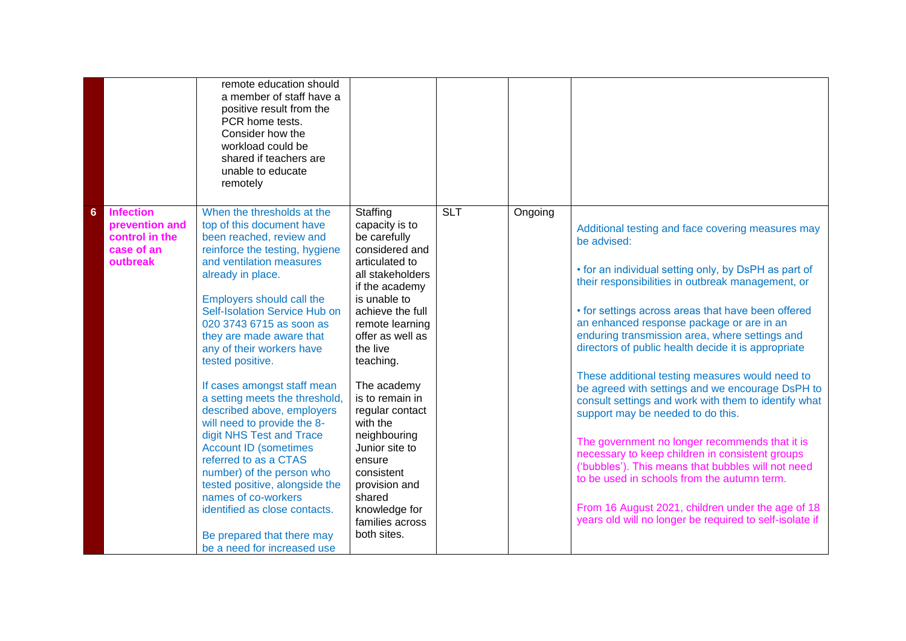| | | | | | | |
|---|---|---|---|---|---|---|
| | | remote education should a member of staff have a positive result from the PCR home tests. Consider how the workload could be shared if teachers are unable to educate remotely | | | | |
| 6 | **Infection prevention and control in the case of an outbreak** | When the thresholds at the top of this document have been reached, review and reinforce the testing, hygiene and ventilation measures already in place.<br><br>Employers should call the Self-Isolation Service Hub on 020 3743 6715 as soon as they are made aware that any of their workers have tested positive.<br><br>If cases amongst staff mean a setting meets the threshold, described above, employers will need to provide the 8-digit NHS Test and Trace Account ID (sometimes referred to as a CTAS number) of the person who tested positive, alongside the names of co-workers identified as close contacts.<br><br>Be prepared that there may be a need for increased use | Staffing capacity is to be carefully considered and articulated to all stakeholders if the academy is unable to achieve the full remote learning offer as well as the live teaching.<br><br>The academy is to remain in regular contact with the neighbouring Junior site to ensure consistent provision and shared knowledge for families across both sites. | SLT | Ongoing | Additional testing and face covering measures may be advised:<br><br>• for an individual setting only, by DsPH as part of their responsibilities in outbreak management, or<br><br>• for settings across areas that have been offered an enhanced response package or are in an enduring transmission area, where settings and directors of public health decide it is appropriate<br><br>These additional testing measures would need to be agreed with settings and we encourage DsPH to consult settings and work with them to identify what support may be needed to do this.<br><br>The government no longer recommends that it is necessary to keep children in consistent groups ('bubbles'). This means that bubbles will not need to be used in schools from the autumn term.<br><br>From 16 August 2021, children under the age of 18 years old will no longer be required to self-isolate if |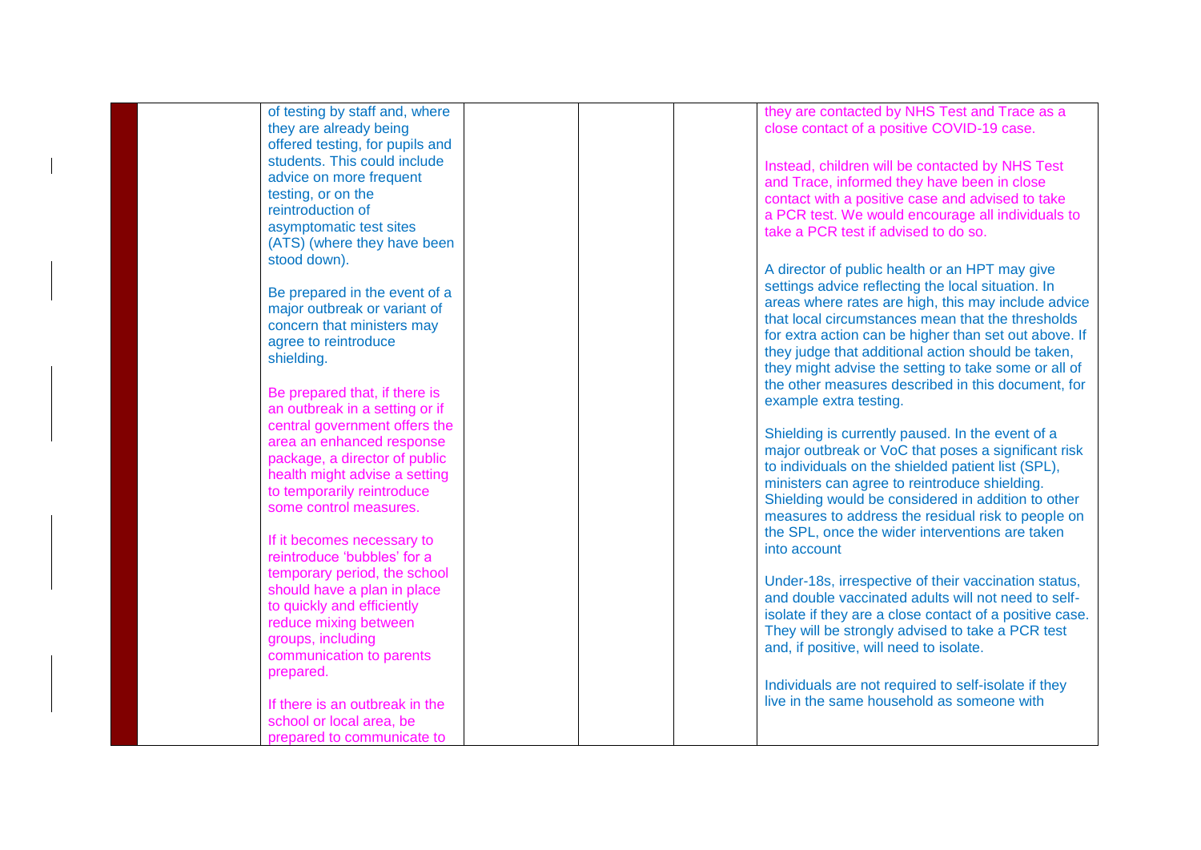|  |  | of testing by staff and, where they are already being offered testing, for pupils and students. This could include advice on more frequent testing, or on the reintroduction of asymptomatic test sites (ATS) (where they have been stood down).<br><br>Be prepared in the event of a major outbreak or variant of concern that ministers may agree to reintroduce shielding.<br><br>Be prepared that, if there is an outbreak in a setting or if central government offers the area an enhanced response package, a director of public health might advise a setting to temporarily reintroduce some control measures.<br><br>If it becomes necessary to reintroduce 'bubbles' for a temporary period, the school should have a plan in place to quickly and efficiently reduce mixing between groups, including communication to parents prepared.<br><br>If there is an outbreak in the school or local area, be prepared to communicate to |  |  |  | they are contacted by NHS Test and Trace as a close contact of a positive COVID-19 case.<br><br>Instead, children will be contacted by NHS Test and Trace, informed they have been in close contact with a positive case and advised to take a PCR test. We would encourage all individuals to take a PCR test if advised to do so.<br><br>A director of public health or an HPT may give settings advice reflecting the local situation. In areas where rates are high, this may include advice that local circumstances mean that the thresholds for extra action can be higher than set out above. If they judge that additional action should be taken, they might advise the setting to take some or all of the other measures described in this document, for example extra testing.<br><br>Shielding is currently paused. In the event of a major outbreak or VoC that poses a significant risk to individuals on the shielded patient list (SPL), ministers can agree to reintroduce shielding. Shielding would be considered in addition to other measures to address the residual risk to people on the SPL, once the wider interventions are taken into account<br><br>Under-18s, irrespective of their vaccination status, and double vaccinated adults will not need to self-isolate if they are a close contact of a positive case. They will be strongly advised to take a PCR test and, if positive, will need to isolate.<br><br>Individuals are not required to self-isolate if they live in the same household as someone with |
|---|---|---|---|---|---|---|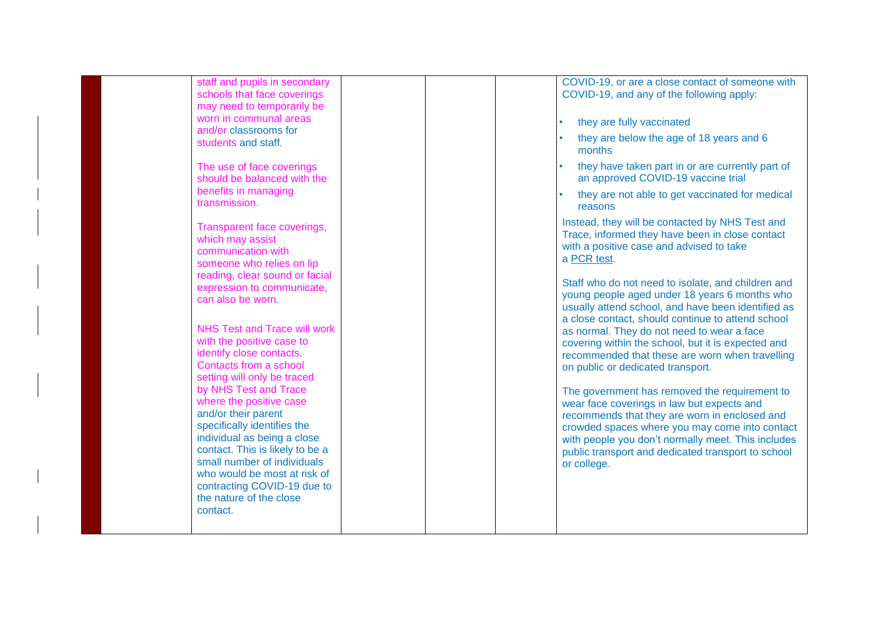|  |  | staff and pupils in secondary schools that face coverings may need to temporarily be worn in communal areas and/or classrooms for students and staff.<br><br>The use of face coverings should be balanced with the benefits in managing transmission.<br><br>Transparent face coverings, which may assist communication with someone who relies on lip reading, clear sound or facial expression to communicate, can also be worn.<br><br>NHS Test and Trace will work with the positive case to identify close contacts. Contacts from a school setting will only be traced by NHS Test and Trace where the positive case and/or their parent specifically identifies the individual as being a close contact. This is likely to be a small number of individuals who would be most at risk of contracting COVID-19 due to the nature of the close contact. |  |  |  | COVID-19, or are a close contact of someone with COVID-19, and any of the following apply:<br><br>• they are fully vaccinated<br>• they are below the age of 18 years and 6 months<br>• they have taken part in or are currently part of an approved COVID-19 vaccine trial<br>• they are not able to get vaccinated for medical reasons<br><br>Instead, they will be contacted by NHS Test and Trace, informed they have been in close contact with a positive case and advised to take a PCR test.<br><br>Staff who do not need to isolate, and children and young people aged under 18 years 6 months who usually attend school, and have been identified as a close contact, should continue to attend school as normal. They do not need to wear a face covering within the school, but it is expected and recommended that these are worn when travelling on public or dedicated transport.<br><br>The government has removed the requirement to wear face coverings in law but expects and recommends that they are worn in enclosed and crowded spaces where you may come into contact with people you don't normally meet. This includes public transport and dedicated transport to school or college. |
|---|---|---|---|---|---|---|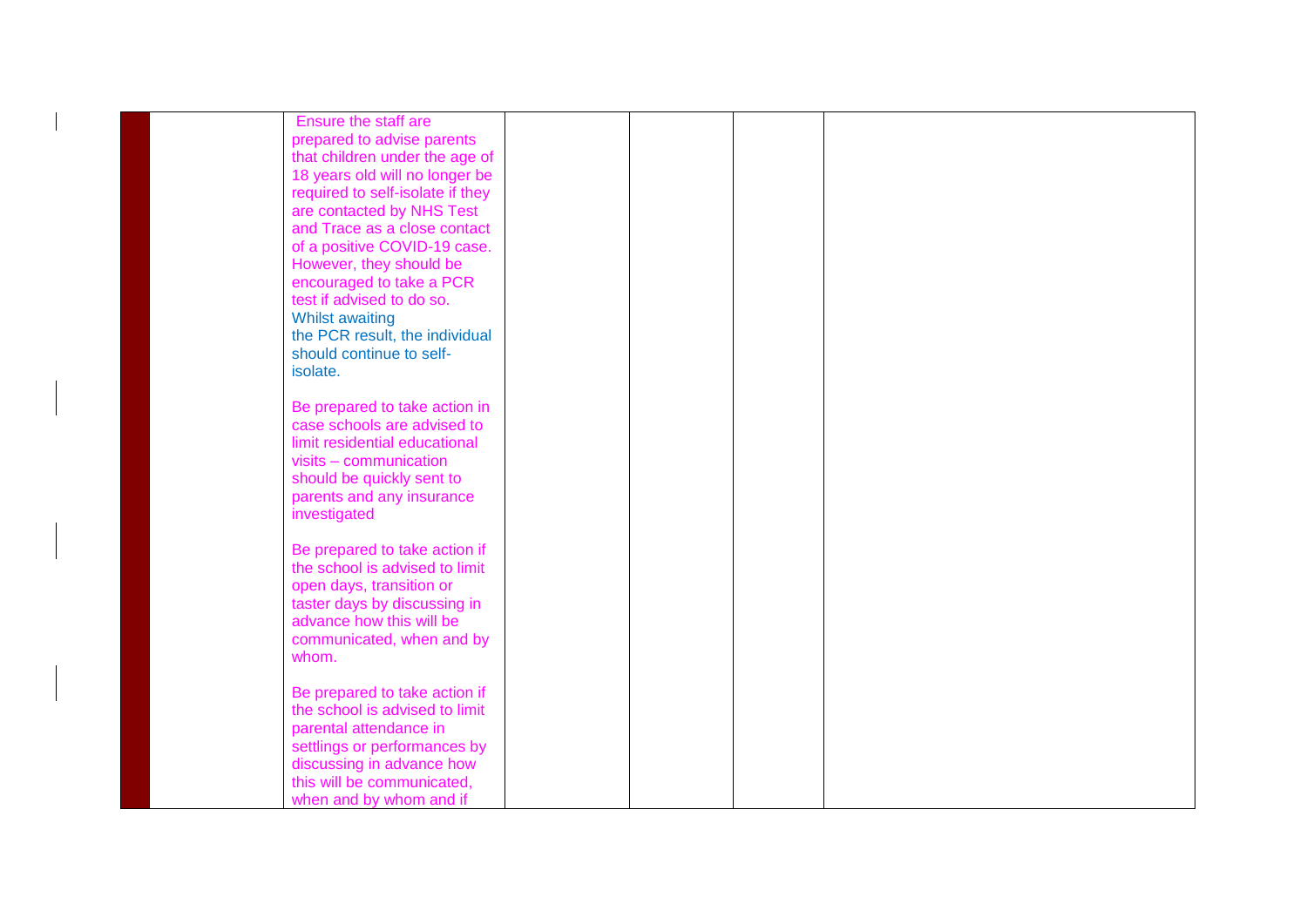|  |  |  |  |  |  |  |
|---|---|---|---|---|---|---|
|  |  | Ensure the staff are prepared to advise parents that children under the age of 18 years old will no longer be required to self-isolate if they are contacted by NHS Test and Trace as a close contact of a positive COVID-19 case. However, they should be encouraged to take a PCR test if advised to do so. Whilst awaiting the PCR result, the individual should continue to self-isolate.<br><br>Be prepared to take action in case schools are advised to limit residential educational visits – communication should be quickly sent to parents and any insurance investigated<br><br>Be prepared to take action if the school is advised to limit open days, transition or taster days by discussing in advance how this will be communicated, when and by whom.<br><br>Be prepared to take action if the school is advised to limit parental attendance in settlings or performances by discussing in advance how this will be communicated, when and by whom and if |  |  |  |  |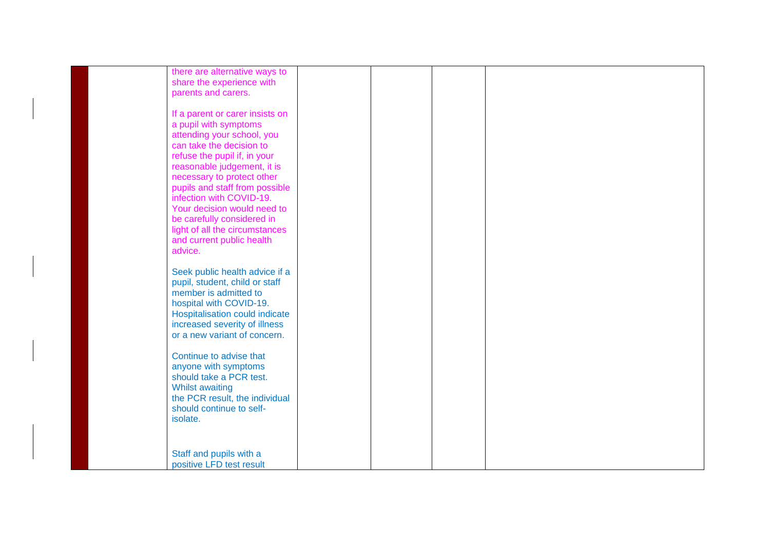| | | | | | | |
|---|---|---|---|---|---|---|
| | | there are alternative ways to share the experience with parents and carers.<br><br>If a parent or carer insists on a pupil with symptoms attending your school, you can take the decision to refuse the pupil if, in your reasonable judgement, it is necessary to protect other pupils and staff from possible infection with COVID-19. Your decision would need to be carefully considered in light of all the circumstances and current public health advice.<br><br>Seek public health advice if a pupil, student, child or staff member is admitted to hospital with COVID-19. Hospitalisation could indicate increased severity of illness or a new variant of concern.<br><br>Continue to advise that anyone with symptoms should take a PCR test. Whilst awaiting the PCR result, the individual should continue to self-isolate.<br><br>Staff and pupils with a positive LFD test result | | | | |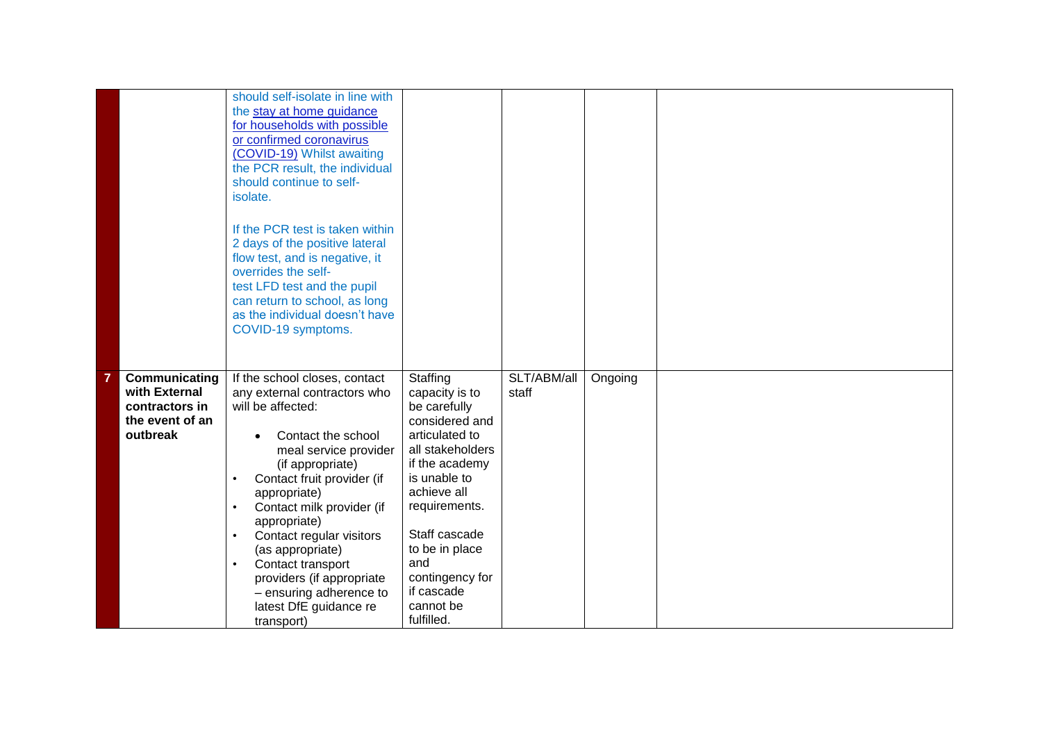| | | | | | | |
|---|---|---|---|---|---|---|
| | | should self-isolate in line with the [stay at home guidance for households with possible or confirmed coronavirus (COVID-19)](#) Whilst awaiting the PCR result, the individual should continue to self-isolate.<br><br>If the PCR test is taken within 2 days of the positive lateral flow test, and is negative, it overrides the self-test LFD test and the pupil can return to school, as long as the individual doesn't have COVID-19 symptoms. | | | | |
| **7** | **Communicating with External contractors in the event of an outbreak** | If the school closes, contact any external contractors who will be affected:<br><ul><li>Contact the school meal service provider (if appropriate)</li><li>Contact fruit provider (if appropriate)</li><li>Contact milk provider (if appropriate)</li><li>Contact regular visitors (as appropriate)</li><li>Contact transport providers (if appropriate – ensuring adherence to latest DfE guidance re transport)</li></ul> | Staffing capacity is to be carefully considered and articulated to all stakeholders if the academy is unable to achieve all requirements.<br><br>Staff cascade to be in place and contingency for if cascade cannot be fulfilled. | SLT/ABM/all staff | Ongoing | |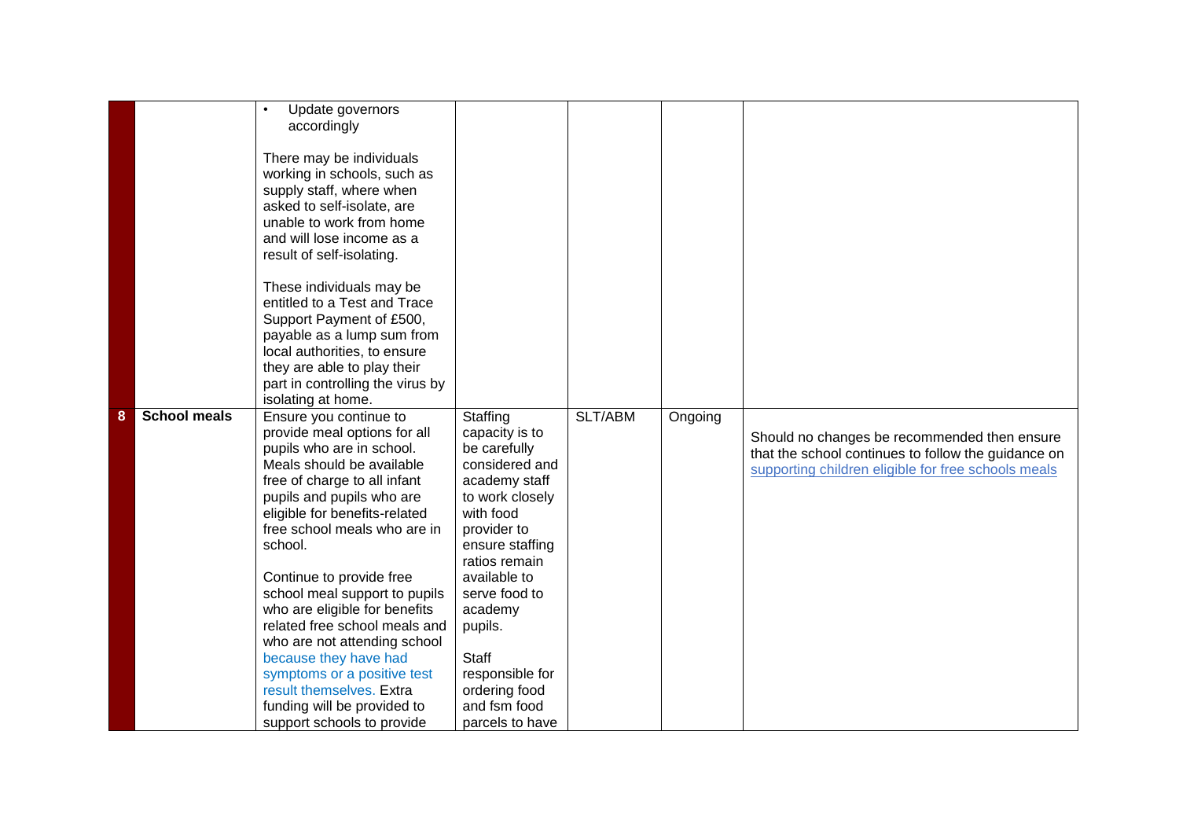| | | | | | | |
|---|---|---|---|---|---|---|
| | | • Update governors accordingly<br><br>There may be individuals working in schools, such as supply staff, where when asked to self-isolate, are unable to work from home and will lose income as a result of self-isolating.<br><br>These individuals may be entitled to a Test and Trace Support Payment of £500, payable as a lump sum from local authorities, to ensure they are able to play their part in controlling the virus by isolating at home. | | | | |
| **8** | **School meals** | Ensure you continue to provide meal options for all pupils who are in school. Meals should be available free of charge to all infant pupils and pupils who are eligible for benefits-related free school meals who are in school.<br><br>Continue to provide free school meal support to pupils who are eligible for benefits related free school meals and who are not attending school because they have had symptoms or a positive test result themselves. Extra funding will be provided to support schools to provide | Staffing capacity is to be carefully considered and academy staff to work closely with food provider to ensure staffing ratios remain available to serve food to academy pupils.<br><br>Staff responsible for ordering food and fsm food parcels to have | SLT/ABM | Ongoing | Should no changes be recommended then ensure that the school continues to follow the guidance on supporting children eligible for free schools meals |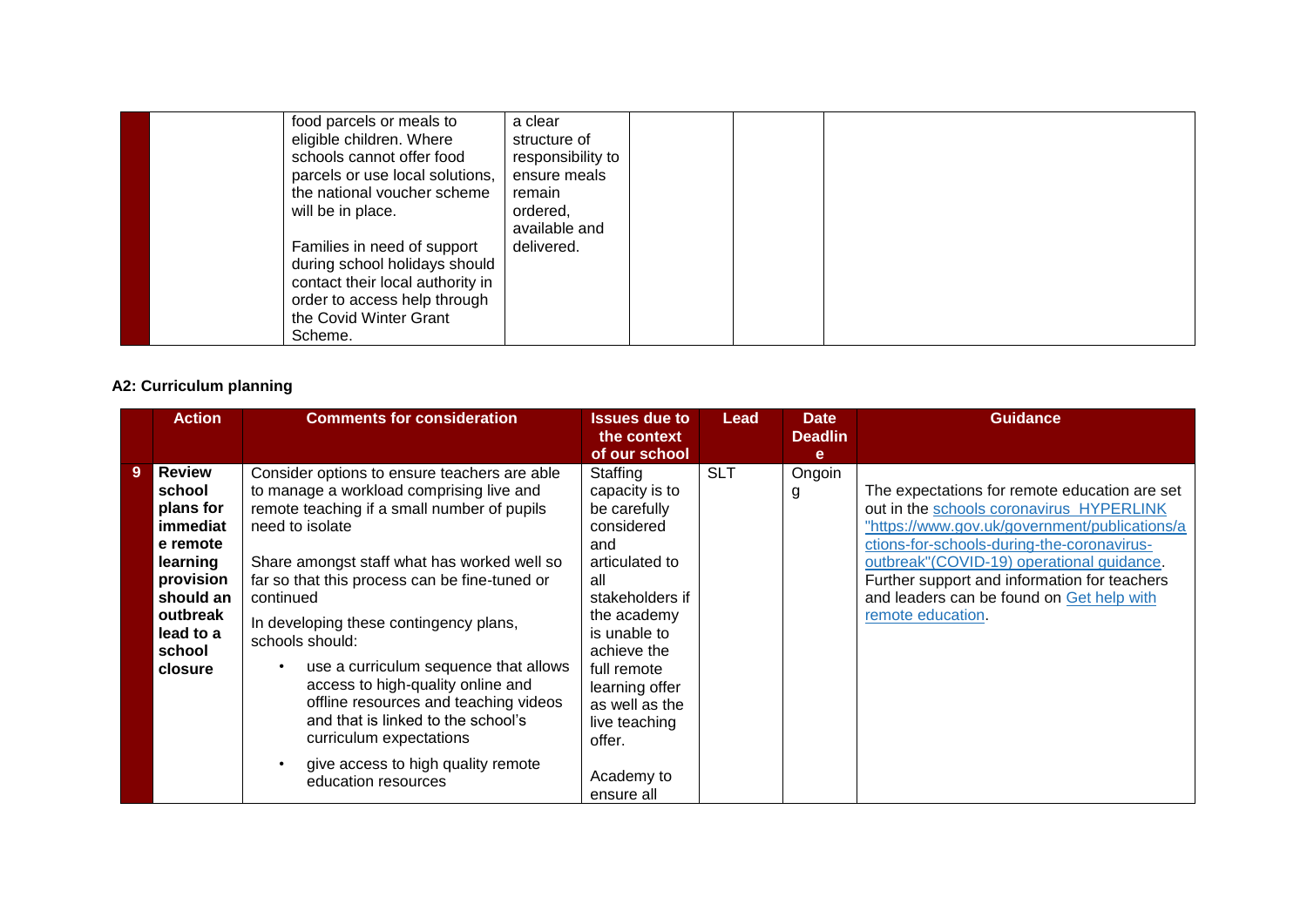| | | | | | | |
|---|---|---|---|---|---|---|
| | | food parcels or meals to eligible children. Where schools cannot offer food parcels or use local solutions, the national voucher scheme will be in place.<br><br>Families in need of support during school holidays should contact their local authority in order to access help through the Covid Winter Grant Scheme. | a clear structure of responsibility to ensure meals remain ordered, available and delivered. | | | |

**A2: Curriculum planning**

| | Action | Comments for consideration | Issues due to the context of our school | Lead | Date Deadline | Guidance |
|---|---|---|---|---|---|---|
| 9 | **Review school plans for immediate remote learning provision should an outbreak lead to a school closure** | Consider options to ensure teachers are able to manage a workload comprising live and remote teaching if a small number of pupils need to isolate<br><br>Share amongst staff what has worked well so far so that this process can be fine-tuned or continued<br><br>In developing these contingency plans, schools should:<br><br>• use a curriculum sequence that allows access to high-quality online and offline resources and teaching videos and that is linked to the school's curriculum expectations<br><br>• give access to high quality remote education resources | Staffing capacity is to be carefully considered and articulated to all stakeholders if the academy is unable to achieve the full remote learning offer as well as the live teaching offer.<br><br>Academy to ensure all | SLT | Ongoing | The expectations for remote education are set out in the schools coronavirus HYPERLINK "https://www.gov.uk/government/publications/actions-for-schools-during-the-coronavirus-outbreak"(COVID-19) operational guidance. Further support and information for teachers and leaders can be found on Get help with remote education. |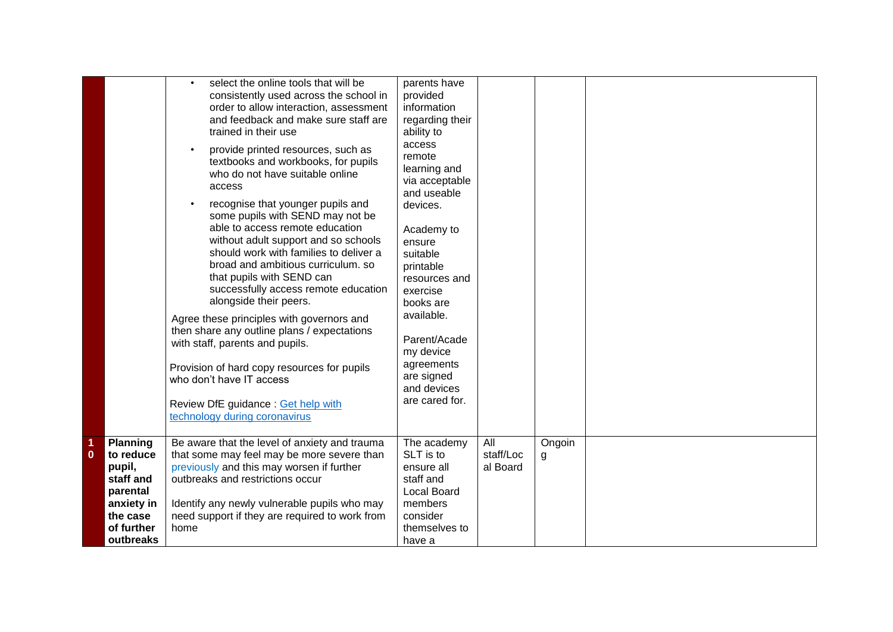| | | | | | | |
|---|---|---|---|---|---|---|
| | | • select the online tools that will be consistently used across the school in order to allow interaction, assessment and feedback and make sure staff are trained in their use<br>• provide printed resources, such as textbooks and workbooks, for pupils who do not have suitable online access<br>• recognise that younger pupils and some pupils with SEND may not be able to access remote education without adult support and so schools should work with families to deliver a broad and ambitious curriculum. so that pupils with SEND can successfully access remote education alongside their peers.<br><br>Agree these principles with governors and then share any outline plans / expectations with staff, parents and pupils.<br><br>Provision of hard copy resources for pupils who don't have IT access<br><br>Review DfE guidance : [Get help with technology during coronavirus]() | parents have provided information regarding their ability to access remote learning and via acceptable and useable devices.<br><br>Academy to ensure suitable printable resources and exercise books are available.<br><br>Parent/Academy device agreements are signed and devices are cared for. | | | |
| 10 | **Planning to reduce pupil, staff and parental anxiety in the case of further outbreaks** | Be aware that the level of anxiety and trauma that some may feel may be more severe than previously and this may worsen if further outbreaks and restrictions occur<br><br>Identify any newly vulnerable pupils who may need support if they are required to work from home | The academy SLT is to ensure all staff and Local Board members consider themselves to have a | All staff/Local Board | Ongoing | |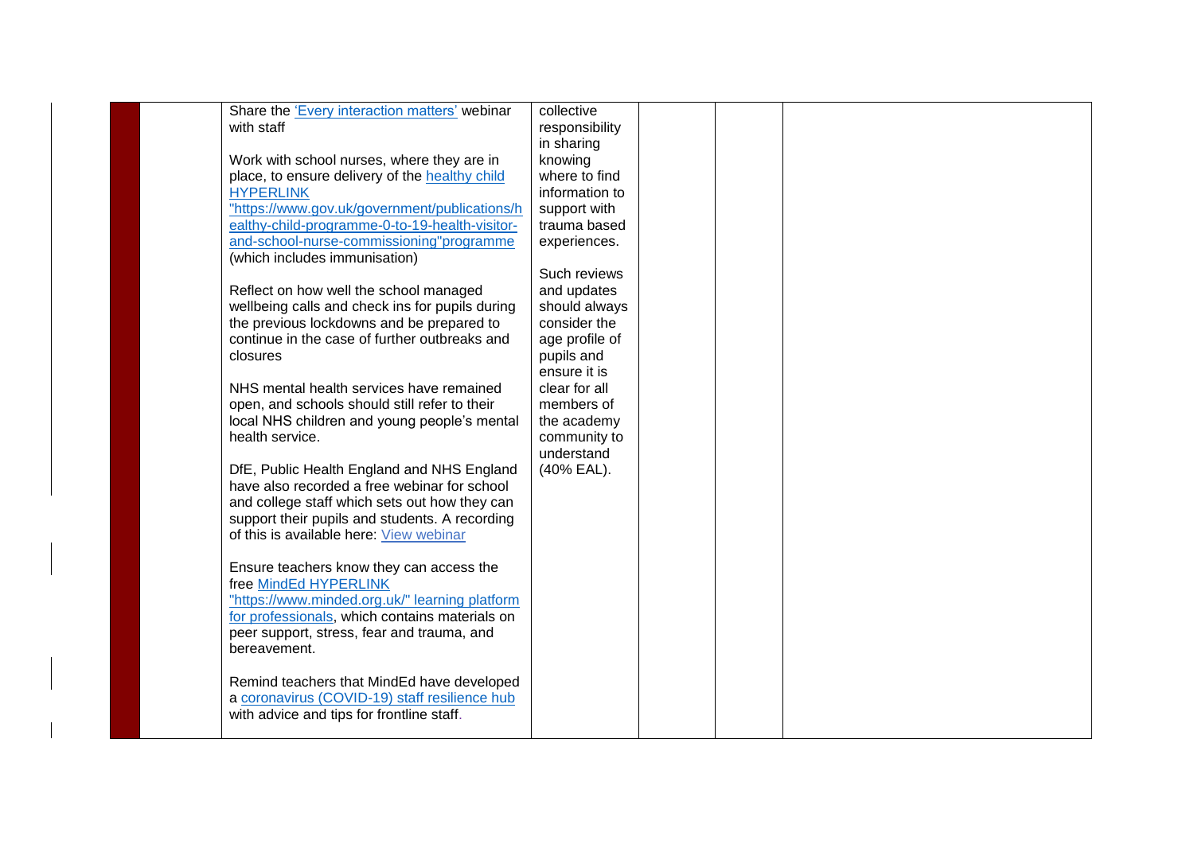| | | | | | | |
|---|---|---|---|---|---|---|
| | | Share the 'Every interaction matters' webinar with staff<br><br>Work with school nurses, where they are in place, to ensure delivery of the healthy child HYPERLINK "https://www.gov.uk/government/publications/healthy-child-programme-0-to-19-health-visitor-and-school-nurse-commissioning"programme (which includes immunisation)<br><br>Reflect on how well the school managed wellbeing calls and check ins for pupils during the previous lockdowns and be prepared to continue in the case of further outbreaks and closures<br><br>NHS mental health services have remained open, and schools should still refer to their local NHS children and young people's mental health service.<br><br>DfE, Public Health England and NHS England have also recorded a free webinar for school and college staff which sets out how they can support their pupils and students. A recording of this is available here: View webinar<br><br>Ensure teachers know they can access the free MindEd HYPERLINK "https://www.minded.org.uk/" learning platform for professionals, which contains materials on peer support, stress, fear and trauma, and bereavement.<br><br>Remind teachers that MindEd have developed a coronavirus (COVID-19) staff resilience hub with advice and tips for frontline staff. | collective responsibility in sharing knowing where to find information to support with trauma based experiences.<br><br>Such reviews and updates should always consider the age profile of pupils and ensure it is clear for all members of the academy community to understand (40% EAL). | | | |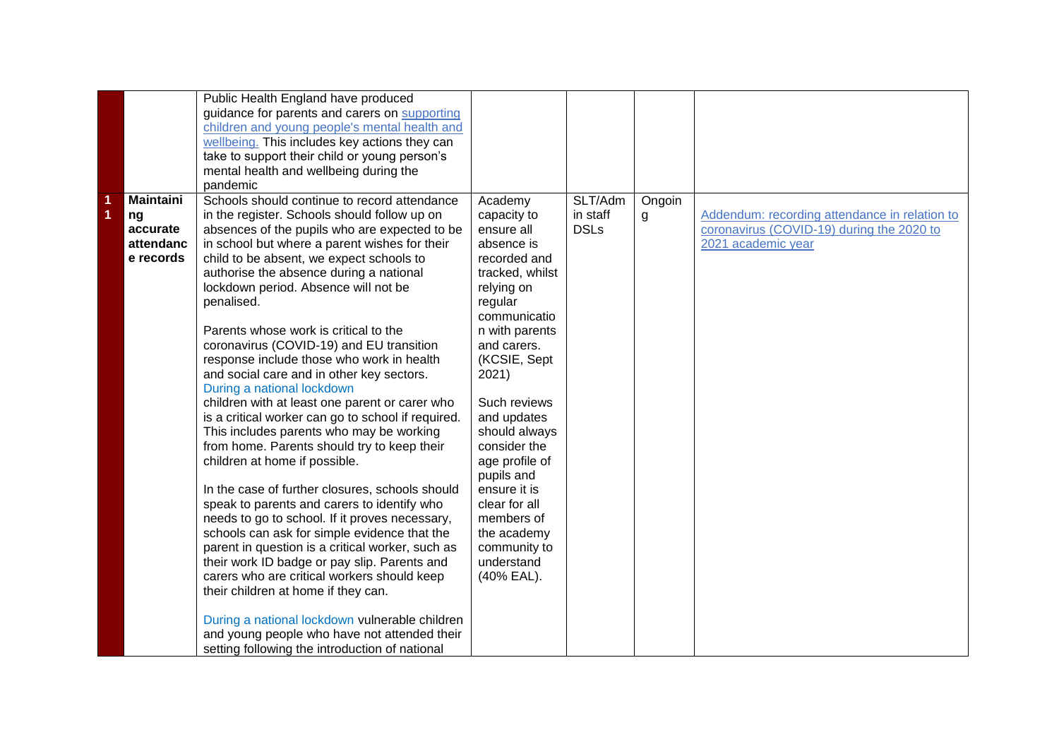| | | | | | | |
|---|---|---|---|---|---|---|
| | | Public Health England have produced guidance for parents and carers on supporting children and young people's mental health and wellbeing. This includes key actions they can take to support their child or young person's mental health and wellbeing during the pandemic | | | | |
| 11 | **Maintaining accurate attendance records** | Schools should continue to record attendance in the register. Schools should follow up on absences of the pupils who are expected to be in school but where a parent wishes for their child to be absent, we expect schools to authorise the absence during a national lockdown period. Absence will not be penalised.<br><br>Parents whose work is critical to the coronavirus (COVID-19) and EU transition response include those who work in health and social care and in other key sectors. During a national lockdown children with at least one parent or carer who is a critical worker can go to school if required. This includes parents who may be working from home. Parents should try to keep their children at home if possible.<br><br>In the case of further closures, schools should speak to parents and carers to identify who needs to go to school. If it proves necessary, schools can ask for simple evidence that the parent in question is a critical worker, such as their work ID badge or pay slip. Parents and carers who are critical workers should keep their children at home if they can.<br><br>During a national lockdown vulnerable children and young people who have not attended their setting following the introduction of national | Academy capacity to ensure all absence is recorded and tracked, whilst relying on regular communication with parents and carers. (KCSIE, Sept 2021)<br><br>Such reviews and updates should always consider the age profile of pupils and ensure it is clear for all members of the academy community to understand (40% EAL). | SLT/Admin staff DSLs | Ongoing | Addendum: recording attendance in relation to coronavirus (COVID-19) during the 2020 to 2021 academic year |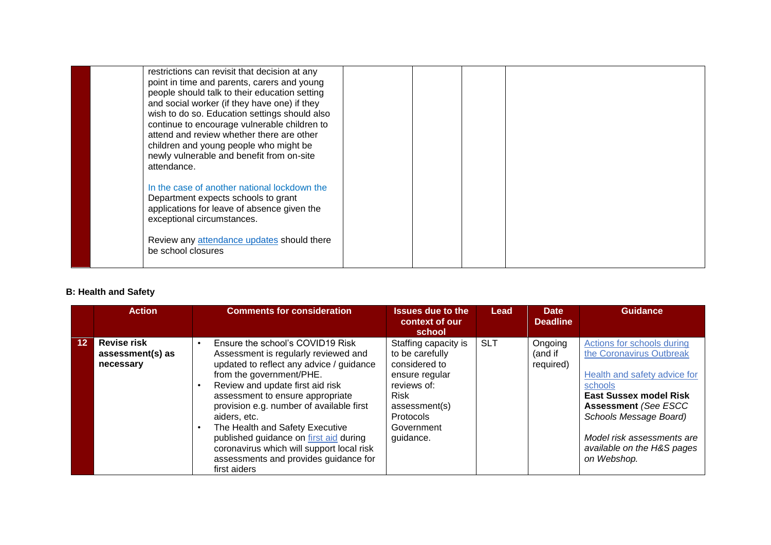| | | | | | | |
|---|---|---|---|---|---|---|
| | | restrictions can revisit that decision at any point in time and parents, carers and young people should talk to their education setting and social worker (if they have one) if they wish to do so. Education settings should also continue to encourage vulnerable children to attend and review whether there are other children and young people who might be newly vulnerable and benefit from on-site attendance.<br><br>In the case of another national lockdown the Department expects schools to grant applications for leave of absence given the exceptional circumstances.<br><br>Review any attendance updates should there be school closures | | | | |

**B: Health and Safety**

| | Action | Comments for consideration | Issues due to the context of our school | Lead | Date Deadline | Guidance |
|---|---|---|---|---|---|---|
| 12 | **Revise risk assessment(s) as necessary** | • Ensure the school's COVID19 Risk Assessment is regularly reviewed and updated to reflect any advice / guidance from the government/PHE.<br>• Review and update first aid risk assessment to ensure appropriate provision e.g. number of available first aiders, etc.<br>• The Health and Safety Executive published guidance on first aid during coronavirus which will support local risk assessments and provides guidance for first aiders | Staffing capacity is to be carefully considered to ensure regular reviews of:<br>Risk assessment(s)<br>Protocols<br>Government guidance. | SLT | Ongoing (and if required) | Actions for schools during the Coronavirus Outbreak<br><br>Health and safety advice for schools<br>**East Sussex model Risk Assessment** *(See ESCC Schools Message Board)*<br><br>*Model risk assessments are available on the H&S pages on Webshop.* |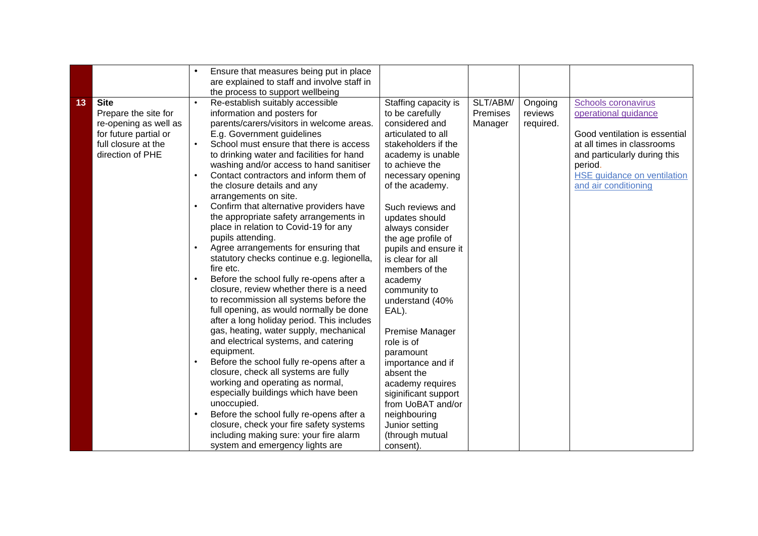| | | | | | | |
|---|---|---|---|---|---|---|
| | | • Ensure that measures being put in place are explained to staff and involve staff in the process to support wellbeing | | | | |
| 13 | **Site**<br>Prepare the site for re-opening as well as for future partial or full closure at the direction of PHE | • Re-establish suitably accessible information and posters for parents/carers/visitors in welcome areas. E.g. Government guidelines<br>• School must ensure that there is access to drinking water and facilities for hand washing and/or access to hand sanitiser<br>• Contact contractors and inform them of the closure details and any arrangements on site.<br>• Confirm that alternative providers have the appropriate safety arrangements in place in relation to Covid-19 for any pupils attending.<br>• Agree arrangements for ensuring that statutory checks continue e.g. legionella, fire etc.<br>• Before the school fully re-opens after a closure, review whether there is a need to recommission all systems before the full opening, as would normally be done after a long holiday period. This includes gas, heating, water supply, mechanical and electrical systems, and catering equipment.<br>• Before the school fully re-opens after a closure, check all systems are fully working and operating as normal, especially buildings which have been unoccupied.<br>• Before the school fully re-opens after a closure, check your fire safety systems including making sure: your fire alarm system and emergency lights are | Staffing capacity is to be carefully considered and articulated to all stakeholders if the academy is unable to achieve the necessary opening of the academy.<br><br>Such reviews and updates should always consider the age profile of pupils and ensure it is clear for all members of the academy community to understand (40% EAL).<br><br>Premise Manager role is of paramount importance and if absent the academy requires siginificant support from UoBAT and/or neighbouring Junior setting (through mutual consent). | SLT/ABM/ Premises Manager | Ongoing reviews required. | Schools coronavirus operational guidance<br><br>Good ventilation is essential at all times in classrooms and particularly during this period.<br>HSE guidance on ventilation and air conditioning |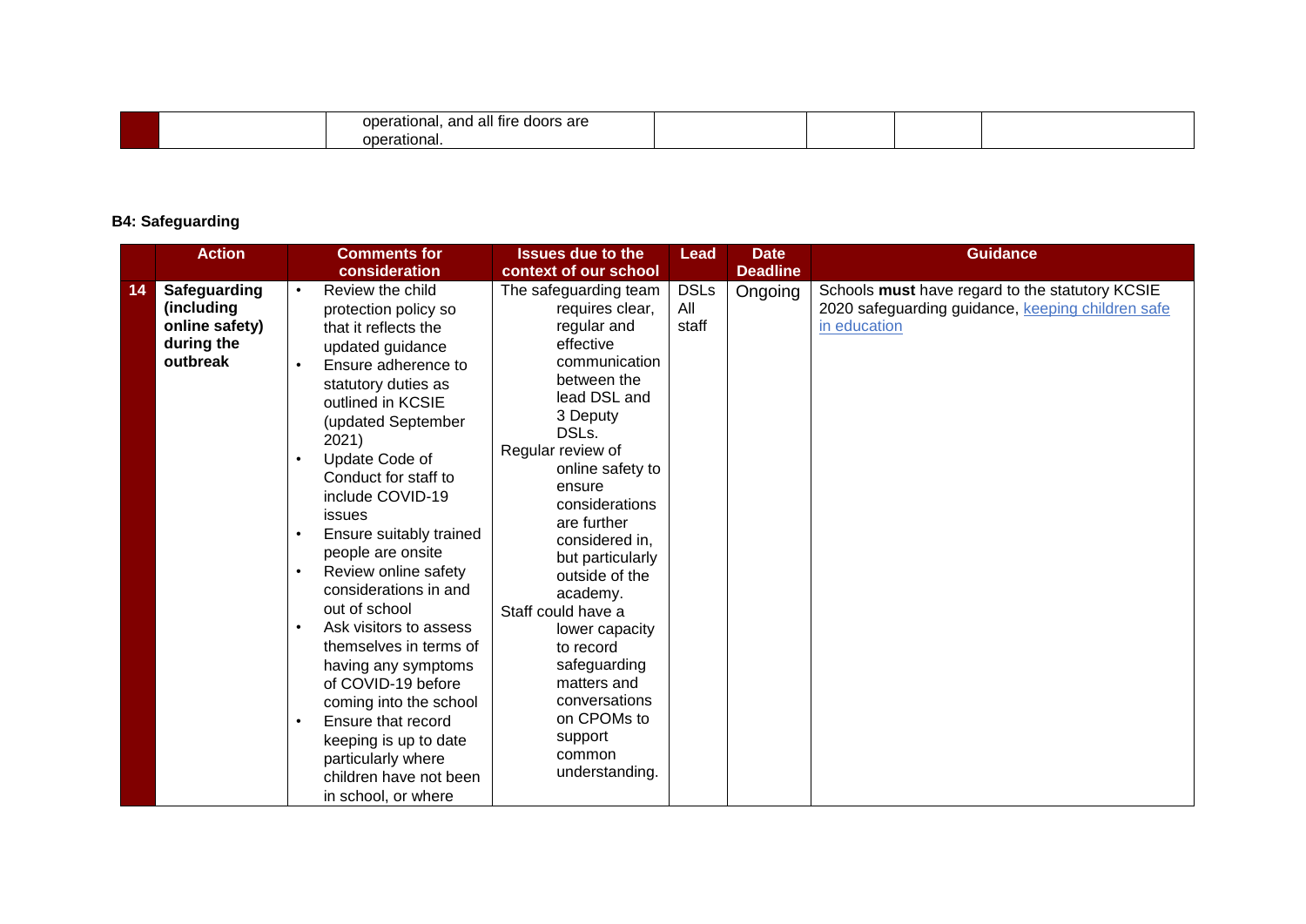|  |  | operational, and all fire doors are operational. |  |  |  |  |
|---|---|---|---|---|---|---|

**B4: Safeguarding**

|  | Action | Comments for consideration | Issues due to the context of our school | Lead | Date Deadline | Guidance |
|---|---|---|---|---|---|---|
| 14 | **Safeguarding (including online safety) during the outbreak** | • Review the child protection policy so that it reflects the updated guidance<br>• Ensure adherence to statutory duties as outlined in KCSIE (updated September 2021)<br>• Update Code of Conduct for staff to include COVID-19 issues<br>• Ensure suitably trained people are onsite<br>• Review online safety considerations in and out of school<br>• Ask visitors to assess themselves in terms of having any symptoms of COVID-19 before coming into the school<br>• Ensure that record keeping is up to date particularly where children have not been in school, or where | The safeguarding team requires clear, regular and effective communication between the lead DSL and 3 Deputy DSLs.<br>Regular review of online safety to ensure considerations are further considered in, but particularly outside of the academy.<br>Staff could have a lower capacity to record safeguarding matters and conversations on CPOMs to support common understanding. | DSLs<br>All staff | Ongoing | Schools **must** have regard to the statutory KCSIE 2020 safeguarding guidance, keeping children safe in education |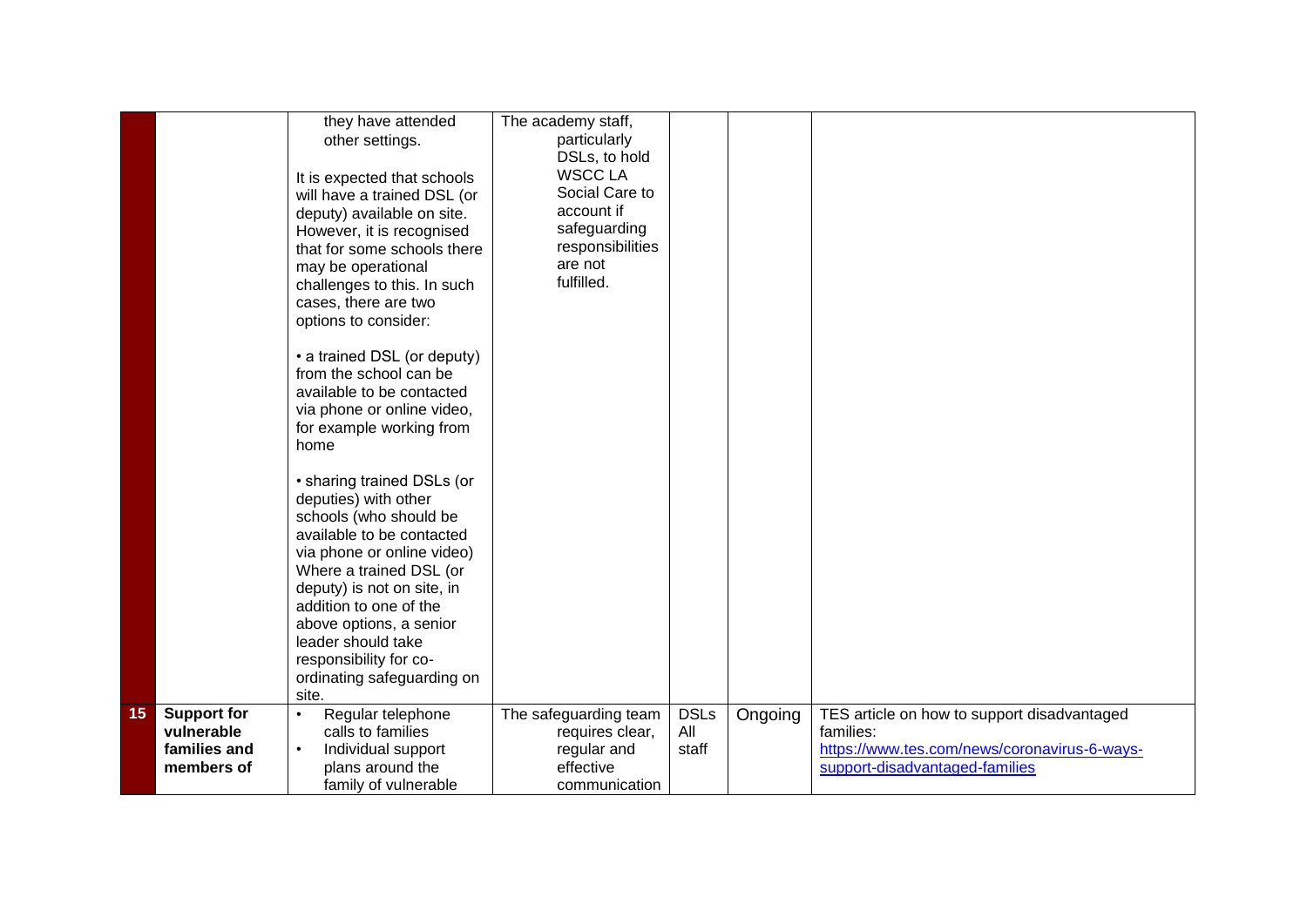| | | | | | | |
|---|---|---|---|---|---|---|
| | | they have attended other settings.<br><br>It is expected that schools will have a trained DSL (or deputy) available on site. However, it is recognised that for some schools there may be operational challenges to this. In such cases, there are two options to consider:<br><br>• a trained DSL (or deputy) from the school can be available to be contacted via phone or online video, for example working from home<br><br>• sharing trained DSLs (or deputies) with other schools (who should be available to be contacted via phone or online video) Where a trained DSL (or deputy) is not on site, in addition to one of the above options, a senior leader should take responsibility for co-ordinating safeguarding on site. | The academy staff, particularly DSLs, to hold WSCC LA Social Care to account if safeguarding responsibilities are not fulfilled. | | | |
| **15** | **Support for vulnerable families and members of** | • Regular telephone calls to families<br>• Individual support plans around the family of vulnerable | The safeguarding team requires clear, regular and effective communication | DSLs<br>All staff | Ongoing | TES article on how to support disadvantaged families:<br>[https://www.tes.com/news/coronavirus-6-ways-support-disadvantaged-families](https://www.tes.com/news/coronavirus-6-ways-support-disadvantaged-families) |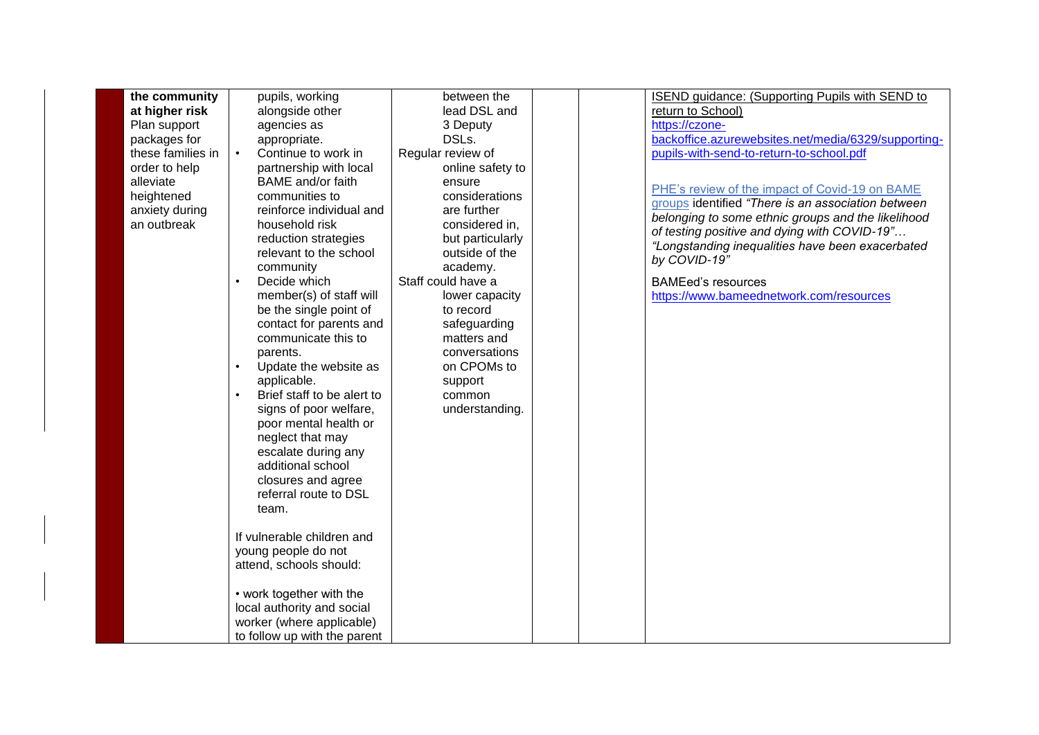|  | **the community at higher risk** Plan support packages for these families in order to help alleviate heightened anxiety during an outbreak | pupils, working alongside other agencies as appropriate.<br>• Continue to work in partnership with local BAME and/or faith communities to reinforce individual and household risk reduction strategies relevant to the school community<br>• Decide which member(s) of staff will be the single point of contact for parents and communicate this to parents.<br>• Update the website as applicable.<br>• Brief staff to be alert to signs of poor welfare, poor mental health or neglect that may escalate during any additional school closures and agree referral route to DSL team.<br><br>If vulnerable children and young people do not attend, schools should:<br><br>• work together with the local authority and social worker (where applicable) to follow up with the parent | between the lead DSL and 3 Deputy DSLs.<br>Regular review of online safety to ensure considerations are further considered in, but particularly outside of the academy.<br>Staff could have a lower capacity to record safeguarding matters and conversations on CPOMs to support common understanding. |  |  | ISEND guidance: (Supporting Pupils with SEND to return to School)<br>https://czone-backoffice.azurewebsites.net/media/6329/supporting-pupils-with-send-to-return-to-school.pdf<br><br>PHE's review of the impact of Covid-19 on BAME groups identified *"There is an association between belonging to some ethnic groups and the likelihood of testing positive and dying with COVID-19"… "Longstanding inequalities have been exacerbated by COVID-19"*<br><br>BAMEed's resources<br>https://www.bameednetwork.com/resources |
|---|---|---|---|---|---|---|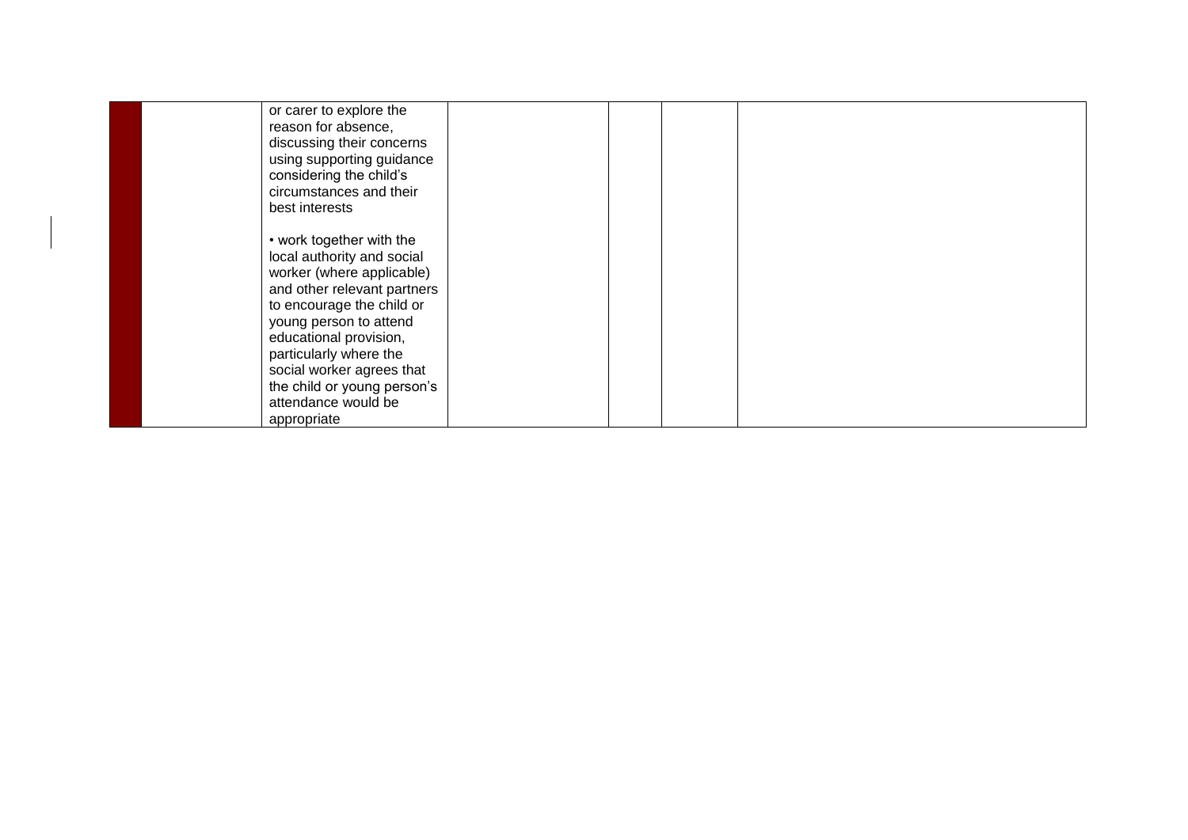| | | | | | | |
|---|---|---|---|---|---|---|
| | | or carer to explore the reason for absence, discussing their concerns using supporting guidance considering the child's circumstances and their best interests<br><br>• work together with the local authority and social worker (where applicable) and other relevant partners to encourage the child or young person to attend educational provision, particularly where the social worker agrees that the child or young person's attendance would be appropriate | | | | |